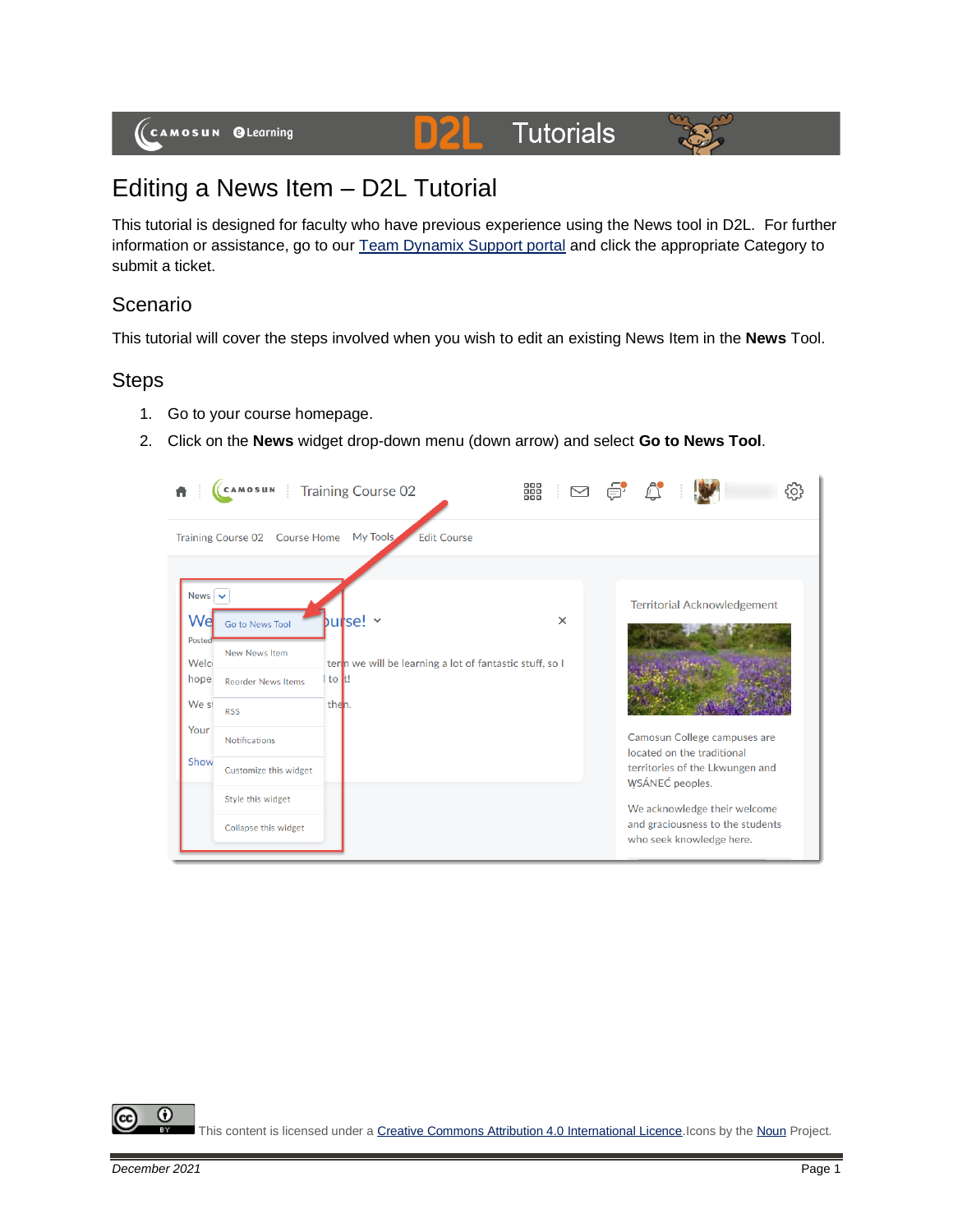# Editing a News Item – D2L Tutorial

This tutorial is designed for faculty who have previous experience using the News tool in D2L. For further information or assistance, go to our Team Dynamix Support portal and click the appropriate Category to submit a ticket.

## Scenario

This tutorial will cover the steps involved when you wish to edit an existing News Item in the **News** Tool.

## Steps

1. Go to your course homepage.
2. Click on the **News** widget drop-down menu (down arrow) and select **Go to News Tool**.

This content is licensed under a Creative Commons Attribution 4.0 International Licence. Icons by the Noun Project.

*December 2021*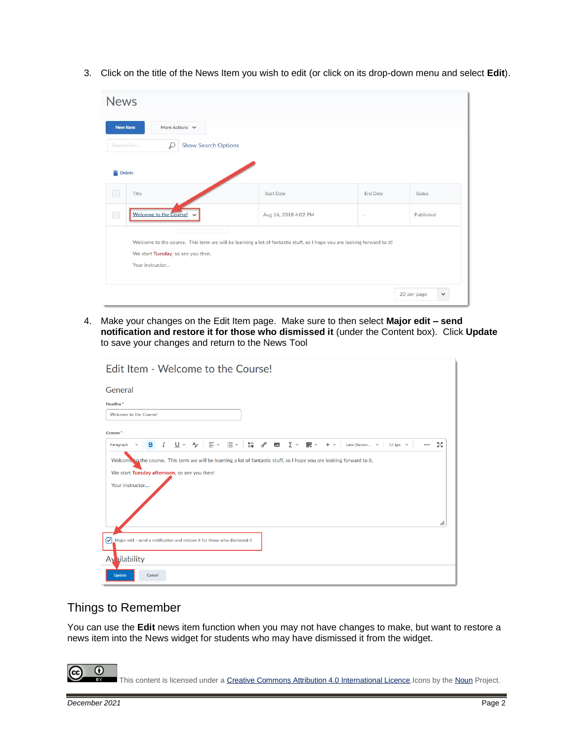3. Click on the title of the News Item you wish to edit (or click on its drop-down menu and select **Edit**).

4. Make your changes on the Edit Item page. Make sure to then select **Major edit – send notification and restore it for those who dismissed it** (under the Content box). Click **Update** to save your changes and return to the News Tool

## Things to Remember

You can use the **Edit** news item function when you may not have changes to make, but want to restore a news item into the News widget for students who may have dismissed it from the widget.

This content is licensed under a [Creative Commons Attribution 4.0 International Licence](). Icons by the [Noun]() Project.

December 2021